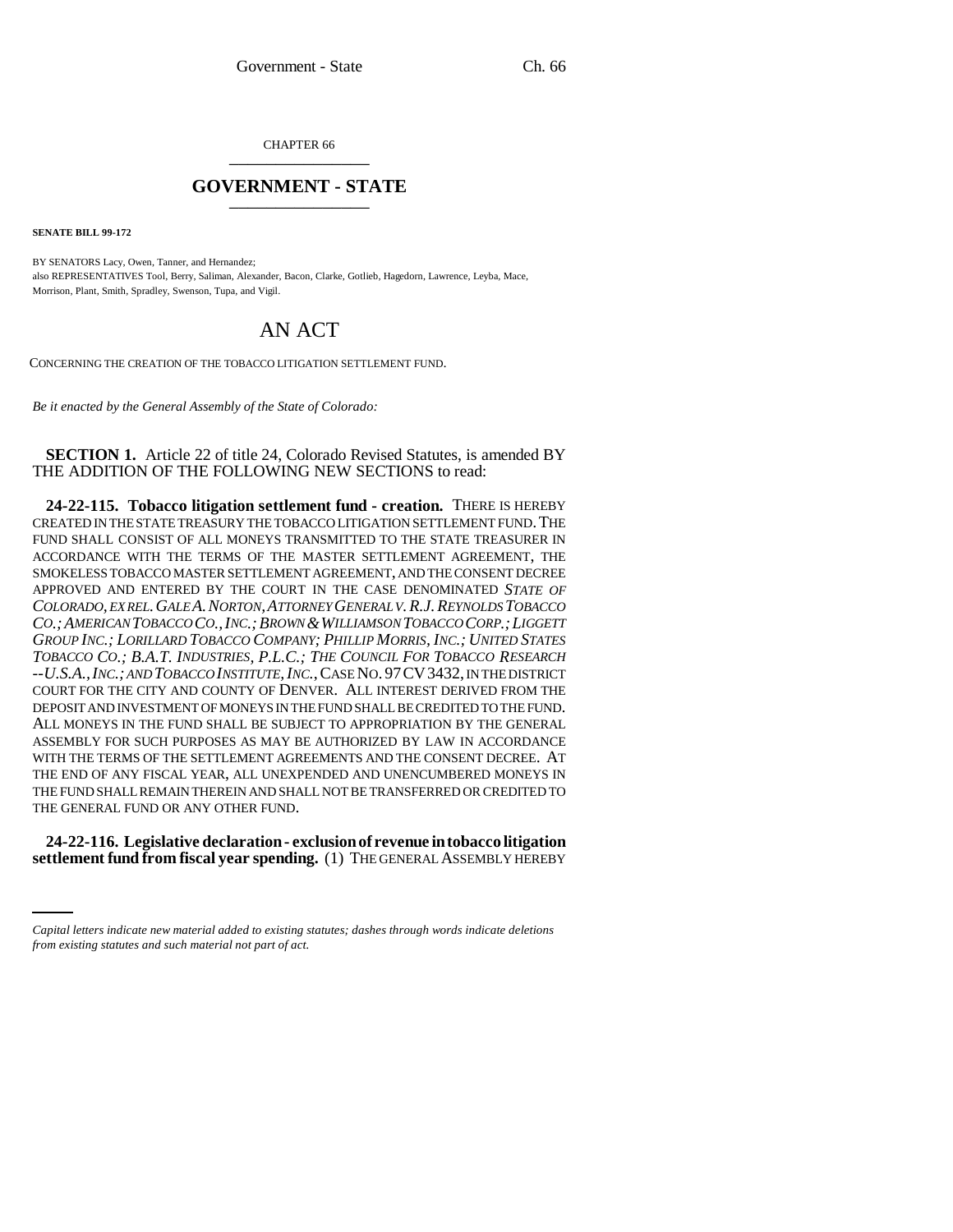CHAPTER 66

# GOVERNMENT - STATE

**SENATE BILL 99-172**

BY SENATORS Lacy, Owen, Tanner, and Hernandez;
also REPRESENTATIVES Tool, Berry, Saliman, Alexander, Bacon, Clarke, Gotlieb, Hagedorn, Lawrence, Leyba, Mace, Morrison, Plant, Smith, Spradley, Swenson, Tupa, and Vigil.

## AN ACT

CONCERNING THE CREATION OF THE TOBACCO LITIGATION SETTLEMENT FUND.

*Be it enacted by the General Assembly of the State of Colorado:*

**SECTION 1.** Article 22 of title 24, Colorado Revised Statutes, is amended BY THE ADDITION OF THE FOLLOWING NEW SECTIONS to read:

**24-22-115. Tobacco litigation settlement fund - creation.** THERE IS HEREBY CREATED IN THE STATE TREASURY THE TOBACCO LITIGATION SETTLEMENT FUND. THE FUND SHALL CONSIST OF ALL MONEYS TRANSMITTED TO THE STATE TREASURER IN ACCORDANCE WITH THE TERMS OF THE MASTER SETTLEMENT AGREEMENT, THE SMOKELESS TOBACCO MASTER SETTLEMENT AGREEMENT, AND THE CONSENT DECREE APPROVED AND ENTERED BY THE COURT IN THE CASE DENOMINATED *STATE OF COLORADO, EX REL. GALE A. NORTON, ATTORNEY GENERAL V. R.J. REYNOLDS TOBACCO CO.; AMERICAN TOBACCO CO., INC.; BROWN & WILLIAMSON TOBACCO CORP.; LIGGETT GROUP INC.; LORILLARD TOBACCO COMPANY; PHILLIP MORRIS, INC.; UNITED STATES TOBACCO CO.; B.A.T. INDUSTRIES, P.L.C.; THE COUNCIL FOR TOBACCO RESEARCH --U.S.A., INC.; AND TOBACCO INSTITUTE, INC.*, CASE NO. 97 CV 3432, IN THE DISTRICT COURT FOR THE CITY AND COUNTY OF DENVER. ALL INTEREST DERIVED FROM THE DEPOSIT AND INVESTMENT OF MONEYS IN THE FUND SHALL BE CREDITED TO THE FUND. ALL MONEYS IN THE FUND SHALL BE SUBJECT TO APPROPRIATION BY THE GENERAL ASSEMBLY FOR SUCH PURPOSES AS MAY BE AUTHORIZED BY LAW IN ACCORDANCE WITH THE TERMS OF THE SETTLEMENT AGREEMENTS AND THE CONSENT DECREE. AT THE END OF ANY FISCAL YEAR, ALL UNEXPENDED AND UNENCUMBERED MONEYS IN THE FUND SHALL REMAIN THEREIN AND SHALL NOT BE TRANSFERRED OR CREDITED TO THE GENERAL FUND OR ANY OTHER FUND.

**24-22-116. Legislative declaration - exclusion of revenue in tobacco litigation settlement fund from fiscal year spending.** (1) THE GENERAL ASSEMBLY HEREBY

*Capital letters indicate new material added to existing statutes; dashes through words indicate deletions from existing statutes and such material not part of act.*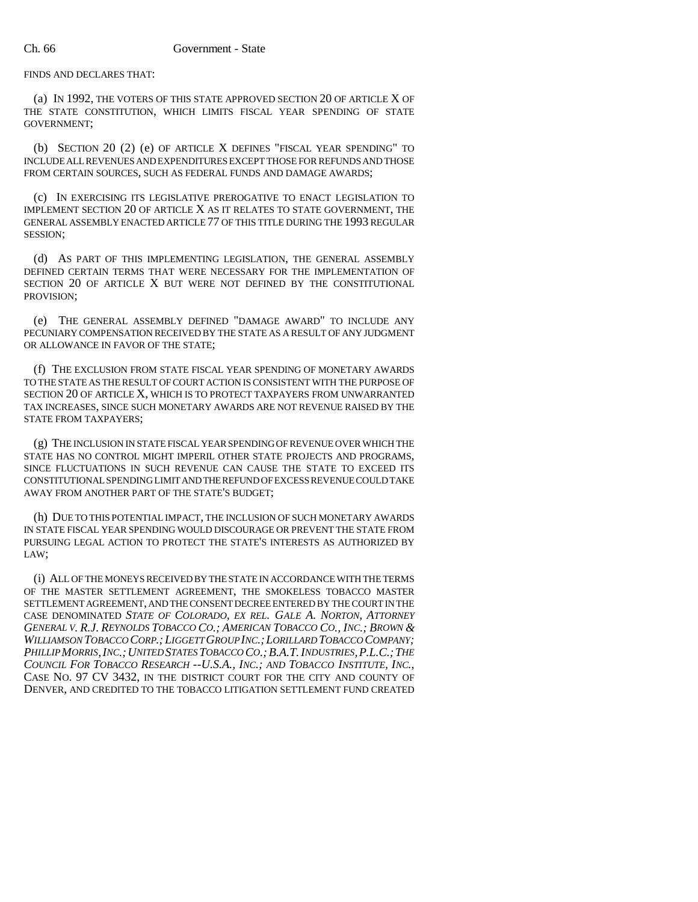FINDS AND DECLARES THAT:

(a) IN 1992, THE VOTERS OF THIS STATE APPROVED SECTION 20 OF ARTICLE X OF THE STATE CONSTITUTION, WHICH LIMITS FISCAL YEAR SPENDING OF STATE GOVERNMENT;

(b) SECTION 20 (2) (e) OF ARTICLE X DEFINES "FISCAL YEAR SPENDING" TO INCLUDE ALL REVENUES AND EXPENDITURES EXCEPT THOSE FOR REFUNDS AND THOSE FROM CERTAIN SOURCES, SUCH AS FEDERAL FUNDS AND DAMAGE AWARDS;

(c) IN EXERCISING ITS LEGISLATIVE PREROGATIVE TO ENACT LEGISLATION TO IMPLEMENT SECTION 20 OF ARTICLE X AS IT RELATES TO STATE GOVERNMENT, THE GENERAL ASSEMBLY ENACTED ARTICLE 77 OF THIS TITLE DURING THE 1993 REGULAR SESSION;

(d) AS PART OF THIS IMPLEMENTING LEGISLATION, THE GENERAL ASSEMBLY DEFINED CERTAIN TERMS THAT WERE NECESSARY FOR THE IMPLEMENTATION OF SECTION 20 OF ARTICLE X BUT WERE NOT DEFINED BY THE CONSTITUTIONAL PROVISION;

(e) THE GENERAL ASSEMBLY DEFINED "DAMAGE AWARD" TO INCLUDE ANY PECUNIARY COMPENSATION RECEIVED BY THE STATE AS A RESULT OF ANY JUDGMENT OR ALLOWANCE IN FAVOR OF THE STATE;

(f) THE EXCLUSION FROM STATE FISCAL YEAR SPENDING OF MONETARY AWARDS TO THE STATE AS THE RESULT OF COURT ACTION IS CONSISTENT WITH THE PURPOSE OF SECTION 20 OF ARTICLE X, WHICH IS TO PROTECT TAXPAYERS FROM UNWARRANTED TAX INCREASES, SINCE SUCH MONETARY AWARDS ARE NOT REVENUE RAISED BY THE STATE FROM TAXPAYERS;

(g) THE INCLUSION IN STATE FISCAL YEAR SPENDING OF REVENUE OVER WHICH THE STATE HAS NO CONTROL MIGHT IMPERIL OTHER STATE PROJECTS AND PROGRAMS, SINCE FLUCTUATIONS IN SUCH REVENUE CAN CAUSE THE STATE TO EXCEED ITS CONSTITUTIONAL SPENDING LIMIT AND THE REFUND OF EXCESS REVENUE COULD TAKE AWAY FROM ANOTHER PART OF THE STATE'S BUDGET;

(h) DUE TO THIS POTENTIAL IMPACT, THE INCLUSION OF SUCH MONETARY AWARDS IN STATE FISCAL YEAR SPENDING WOULD DISCOURAGE OR PREVENT THE STATE FROM PURSUING LEGAL ACTION TO PROTECT THE STATE'S INTERESTS AS AUTHORIZED BY LAW;

(i) ALL OF THE MONEYS RECEIVED BY THE STATE IN ACCORDANCE WITH THE TERMS OF THE MASTER SETTLEMENT AGREEMENT, THE SMOKELESS TOBACCO MASTER SETTLEMENT AGREEMENT, AND THE CONSENT DECREE ENTERED BY THE COURT IN THE CASE DENOMINATED *STATE OF COLORADO, EX REL. GALE A. NORTON, ATTORNEY GENERAL V. R.J. REYNOLDS TOBACCO CO.; AMERICAN TOBACCO CO., INC.; BROWN & WILLIAMSON TOBACCO CORP.; LIGGETT GROUP INC.; LORILLARD TOBACCO COMPANY; PHILLIP MORRIS, INC.; UNITED STATES TOBACCO CO.; B.A.T. INDUSTRIES, P.L.C.; THE COUNCIL FOR TOBACCO RESEARCH --U.S.A., INC.; AND TOBACCO INSTITUTE, INC.*, CASE NO. 97 CV 3432, IN THE DISTRICT COURT FOR THE CITY AND COUNTY OF DENVER, AND CREDITED TO THE TOBACCO LITIGATION SETTLEMENT FUND CREATED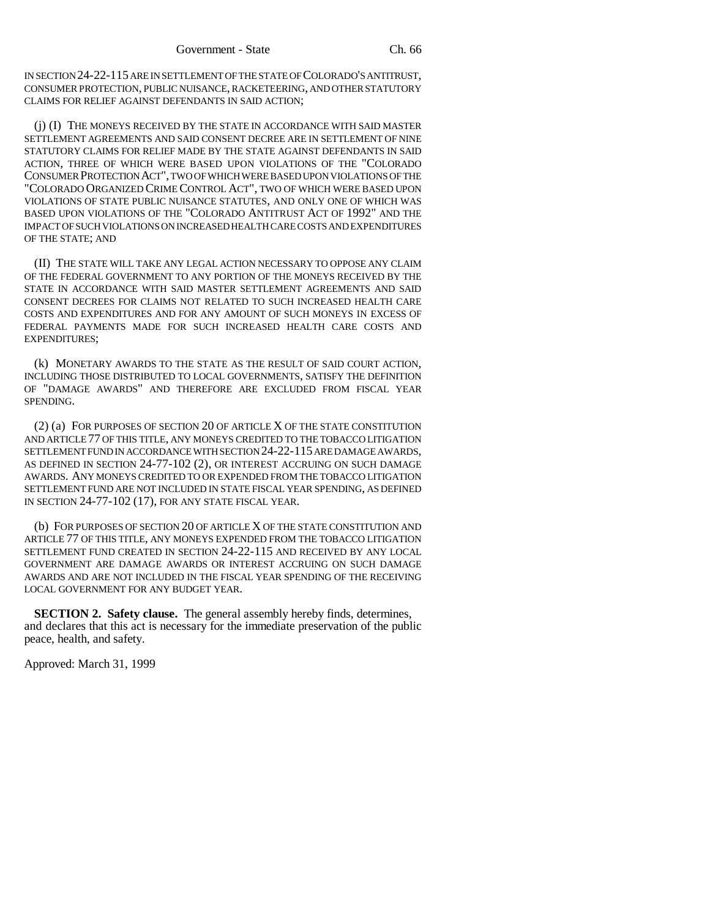IN SECTION 24-22-115 ARE IN SETTLEMENT OF THE STATE OF COLORADO'S ANTITRUST, CONSUMER PROTECTION, PUBLIC NUISANCE, RACKETEERING, AND OTHER STATUTORY CLAIMS FOR RELIEF AGAINST DEFENDANTS IN SAID ACTION;

(j) (I) THE MONEYS RECEIVED BY THE STATE IN ACCORDANCE WITH SAID MASTER SETTLEMENT AGREEMENTS AND SAID CONSENT DECREE ARE IN SETTLEMENT OF NINE STATUTORY CLAIMS FOR RELIEF MADE BY THE STATE AGAINST DEFENDANTS IN SAID ACTION, THREE OF WHICH WERE BASED UPON VIOLATIONS OF THE "COLORADO CONSUMER PROTECTION ACT", TWO OF WHICH WERE BASED UPON VIOLATIONS OF THE "COLORADO ORGANIZED CRIME CONTROL ACT", TWO OF WHICH WERE BASED UPON VIOLATIONS OF STATE PUBLIC NUISANCE STATUTES, AND ONLY ONE OF WHICH WAS BASED UPON VIOLATIONS OF THE "COLORADO ANTITRUST ACT OF 1992" AND THE IMPACT OF SUCH VIOLATIONS ON INCREASED HEALTH CARE COSTS AND EXPENDITURES OF THE STATE; AND

(II) THE STATE WILL TAKE ANY LEGAL ACTION NECESSARY TO OPPOSE ANY CLAIM OF THE FEDERAL GOVERNMENT TO ANY PORTION OF THE MONEYS RECEIVED BY THE STATE IN ACCORDANCE WITH SAID MASTER SETTLEMENT AGREEMENTS AND SAID CONSENT DECREES FOR CLAIMS NOT RELATED TO SUCH INCREASED HEALTH CARE COSTS AND EXPENDITURES AND FOR ANY AMOUNT OF SUCH MONEYS IN EXCESS OF FEDERAL PAYMENTS MADE FOR SUCH INCREASED HEALTH CARE COSTS AND EXPENDITURES;

(k) MONETARY AWARDS TO THE STATE AS THE RESULT OF SAID COURT ACTION, INCLUDING THOSE DISTRIBUTED TO LOCAL GOVERNMENTS, SATISFY THE DEFINITION OF "DAMAGE AWARDS" AND THEREFORE ARE EXCLUDED FROM FISCAL YEAR SPENDING.

(2) (a) FOR PURPOSES OF SECTION 20 OF ARTICLE X OF THE STATE CONSTITUTION AND ARTICLE 77 OF THIS TITLE, ANY MONEYS CREDITED TO THE TOBACCO LITIGATION SETTLEMENT FUND IN ACCORDANCE WITH SECTION 24-22-115 ARE DAMAGE AWARDS, AS DEFINED IN SECTION 24-77-102 (2), OR INTEREST ACCRUING ON SUCH DAMAGE AWARDS. ANY MONEYS CREDITED TO OR EXPENDED FROM THE TOBACCO LITIGATION SETTLEMENT FUND ARE NOT INCLUDED IN STATE FISCAL YEAR SPENDING, AS DEFINED IN SECTION 24-77-102 (17), FOR ANY STATE FISCAL YEAR.

(b) FOR PURPOSES OF SECTION 20 OF ARTICLE X OF THE STATE CONSTITUTION AND ARTICLE 77 OF THIS TITLE, ANY MONEYS EXPENDED FROM THE TOBACCO LITIGATION SETTLEMENT FUND CREATED IN SECTION 24-22-115 AND RECEIVED BY ANY LOCAL GOVERNMENT ARE DAMAGE AWARDS OR INTEREST ACCRUING ON SUCH DAMAGE AWARDS AND ARE NOT INCLUDED IN THE FISCAL YEAR SPENDING OF THE RECEIVING LOCAL GOVERNMENT FOR ANY BUDGET YEAR.

**SECTION 2. Safety clause.** The general assembly hereby finds, determines, and declares that this act is necessary for the immediate preservation of the public peace, health, and safety.

Approved: March 31, 1999